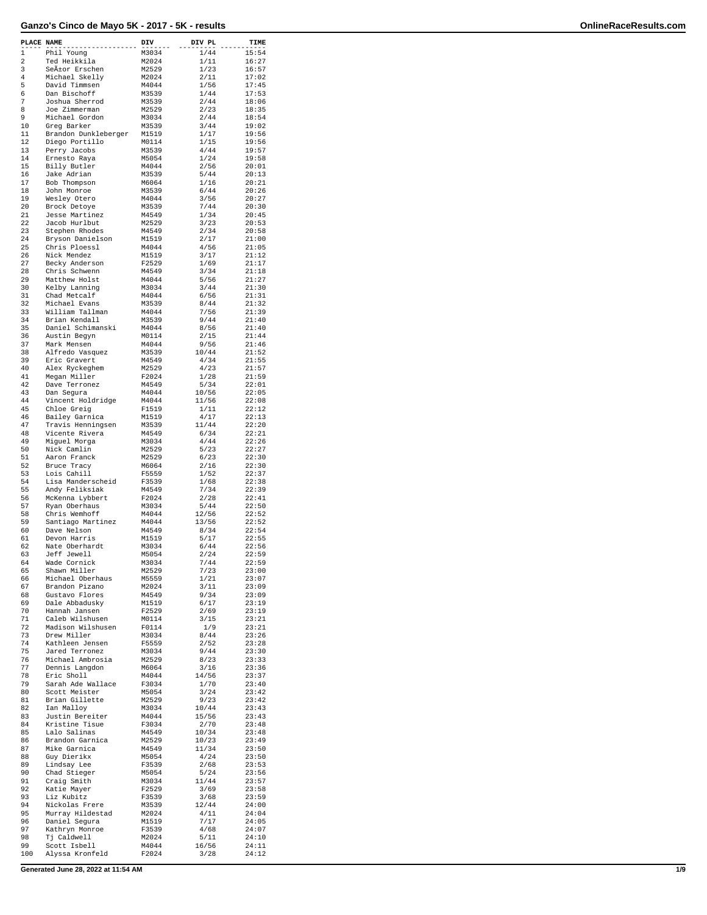# Ganzo's Cinco de Mayo 5K - 2017 - 5K - results

| PLACE | NAME | DIV | DIV PL | TIME |
|---|---|---|---|---|
| 1 | Phil Young | M3034 | 1/44 | 15:54 |
| 2 | Ted Heikkila | M2024 | 1/11 | 16:27 |
| 3 | SeÃ±or Erschen | M2529 | 1/23 | 16:57 |
| 4 | Michael Skelly | M2024 | 2/11 | 17:02 |
| 5 | David Timmsen | M4044 | 1/56 | 17:45 |
| 6 | Dan Bischoff | M3539 | 1/44 | 17:53 |
| 7 | Joshua Sherrod | M3539 | 2/44 | 18:06 |
| 8 | Joe Zimmerman | M2529 | 2/23 | 18:35 |
| 9 | Michael Gordon | M3034 | 2/44 | 18:54 |
| 10 | Greg Barker | M3539 | 3/44 | 19:02 |
| 11 | Brandon Dunkleberger | M1519 | 1/17 | 19:56 |
| 12 | Diego Portillo | M0114 | 1/15 | 19:56 |
| 13 | Perry Jacobs | M3539 | 4/44 | 19:57 |
| 14 | Ernesto Raya | M5054 | 1/24 | 19:58 |
| 15 | Billy Butler | M4044 | 2/56 | 20:01 |
| 16 | Jake Adrian | M3539 | 5/44 | 20:13 |
| 17 | Bob Thompson | M6064 | 1/16 | 20:21 |
| 18 | John Monroe | M3539 | 6/44 | 20:26 |
| 19 | Wesley Otero | M4044 | 3/56 | 20:27 |
| 20 | Brock Detoye | M3539 | 7/44 | 20:30 |
| 21 | Jesse Martinez | M4549 | 1/34 | 20:45 |
| 22 | Jacob Hurlbut | M2529 | 3/23 | 20:53 |
| 23 | Stephen Rhodes | M4549 | 2/34 | 20:58 |
| 24 | Bryson Danielson | M1519 | 2/17 | 21:00 |
| 25 | Chris Ploessl | M4044 | 4/56 | 21:05 |
| 26 | Nick Mendez | M1519 | 3/17 | 21:12 |
| 27 | Becky Anderson | F2529 | 1/69 | 21:17 |
| 28 | Chris Schwenn | M4549 | 3/34 | 21:18 |
| 29 | Matthew Holst | M4044 | 5/56 | 21:27 |
| 30 | Kelby Lanning | M3034 | 3/44 | 21:30 |
| 31 | Chad Metcalf | M4044 | 6/56 | 21:31 |
| 32 | Michael Evans | M3539 | 8/44 | 21:32 |
| 33 | William Tallman | M4044 | 7/56 | 21:39 |
| 34 | Brian Kendall | M3539 | 9/44 | 21:40 |
| 35 | Daniel Schimanski | M4044 | 8/56 | 21:40 |
| 36 | Austin Begyn | M0114 | 2/15 | 21:44 |
| 37 | Mark Mensen | M4044 | 9/56 | 21:46 |
| 38 | Alfredo Vasquez | M3539 | 10/44 | 21:52 |
| 39 | Eric Gravert | M4549 | 4/34 | 21:55 |
| 40 | Alex Ryckeghem | M2529 | 4/23 | 21:57 |
| 41 | Megan Miller | F2024 | 1/28 | 21:59 |
| 42 | Dave Terronez | M4549 | 5/34 | 22:01 |
| 43 | Dan Segura | M4044 | 10/56 | 22:05 |
| 44 | Vincent Holdridge | M4044 | 11/56 | 22:08 |
| 45 | Chloe Greig | F1519 | 1/11 | 22:12 |
| 46 | Bailey Garnica | M1519 | 4/17 | 22:13 |
| 47 | Travis Henningsen | M3539 | 11/44 | 22:20 |
| 48 | Vicente Rivera | M4549 | 6/34 | 22:21 |
| 49 | Miguel Morga | M3034 | 4/44 | 22:26 |
| 50 | Nick Camlin | M2529 | 5/23 | 22:27 |
| 51 | Aaron Franck | M2529 | 6/23 | 22:30 |
| 52 | Bruce Tracy | M6064 | 2/16 | 22:30 |
| 53 | Lois Cahill | F5559 | 1/52 | 22:37 |
| 54 | Lisa Manderscheid | F3539 | 1/68 | 22:38 |
| 55 | Andy Feliksiak | M4549 | 7/34 | 22:39 |
| 56 | McKenna Lybbert | F2024 | 2/28 | 22:41 |
| 57 | Ryan Oberhaus | M3034 | 5/44 | 22:50 |
| 58 | Chris Wemhoff | M4044 | 12/56 | 22:52 |
| 59 | Santiago Martinez | M4044 | 13/56 | 22:52 |
| 60 | Dave Nelson | M4549 | 8/34 | 22:54 |
| 61 | Devon Harris | M1519 | 5/17 | 22:55 |
| 62 | Nate Oberhardt | M3034 | 6/44 | 22:56 |
| 63 | Jeff Jewell | M5054 | 2/24 | 22:59 |
| 64 | Wade Cornick | M3034 | 7/44 | 22:59 |
| 65 | Shawn Miller | M2529 | 7/23 | 23:00 |
| 66 | Michael Oberhaus | M5559 | 1/21 | 23:07 |
| 67 | Brandon Pizano | M2024 | 3/11 | 23:09 |
| 68 | Gustavo Flores | M4549 | 9/34 | 23:09 |
| 69 | Dale Abbadusky | M1519 | 6/17 | 23:19 |
| 70 | Hannah Jansen | F2529 | 2/69 | 23:19 |
| 71 | Caleb Wilshusen | M0114 | 3/15 | 23:21 |
| 72 | Madison Wilshusen | F0114 | 1/9 | 23:21 |
| 73 | Drew Miller | M3034 | 8/44 | 23:26 |
| 74 | Kathleen Jensen | F5559 | 2/52 | 23:28 |
| 75 | Jared Terronez | M3034 | 9/44 | 23:30 |
| 76 | Michael Ambrosia | M2529 | 8/23 | 23:33 |
| 77 | Dennis Langdon | M6064 | 3/16 | 23:36 |
| 78 | Eric Sholl | M4044 | 14/56 | 23:37 |
| 79 | Sarah Ade Wallace | F3034 | 1/70 | 23:40 |
| 80 | Scott Meister | M5054 | 3/24 | 23:42 |
| 81 | Brian Gillette | M2529 | 9/23 | 23:42 |
| 82 | Ian Malloy | M3034 | 10/44 | 23:43 |
| 83 | Justin Bereiter | M4044 | 15/56 | 23:43 |
| 84 | Kristine Tisue | F3034 | 2/70 | 23:48 |
| 85 | Lalo Salinas | M4549 | 10/34 | 23:48 |
| 86 | Brandon Garnica | M2529 | 10/23 | 23:49 |
| 87 | Mike Garnica | M4549 | 11/34 | 23:50 |
| 88 | Guy Dierikx | M5054 | 4/24 | 23:50 |
| 89 | Lindsay Lee | F3539 | 2/68 | 23:53 |
| 90 | Chad Stieger | M5054 | 5/24 | 23:56 |
| 91 | Craig Smith | M3034 | 11/44 | 23:57 |
| 92 | Katie Mayer | F2529 | 3/69 | 23:58 |
| 93 | Liz Kubitz | F3539 | 3/68 | 23:59 |
| 94 | Nickolas Frere | M3539 | 12/44 | 24:00 |
| 95 | Murray Hildestad | M2024 | 4/11 | 24:04 |
| 96 | Daniel Segura | M1519 | 7/17 | 24:05 |
| 97 | Kathryn Monroe | F3539 | 4/68 | 24:07 |
| 98 | Tj Caldwell | M2024 | 5/11 | 24:10 |
| 99 | Scott Isbell | M4044 | 16/56 | 24:11 |
| 100 | Alyssa Kronfeld | F2024 | 3/28 | 24:12 |

Generated June 28, 2022 at 11:54 AM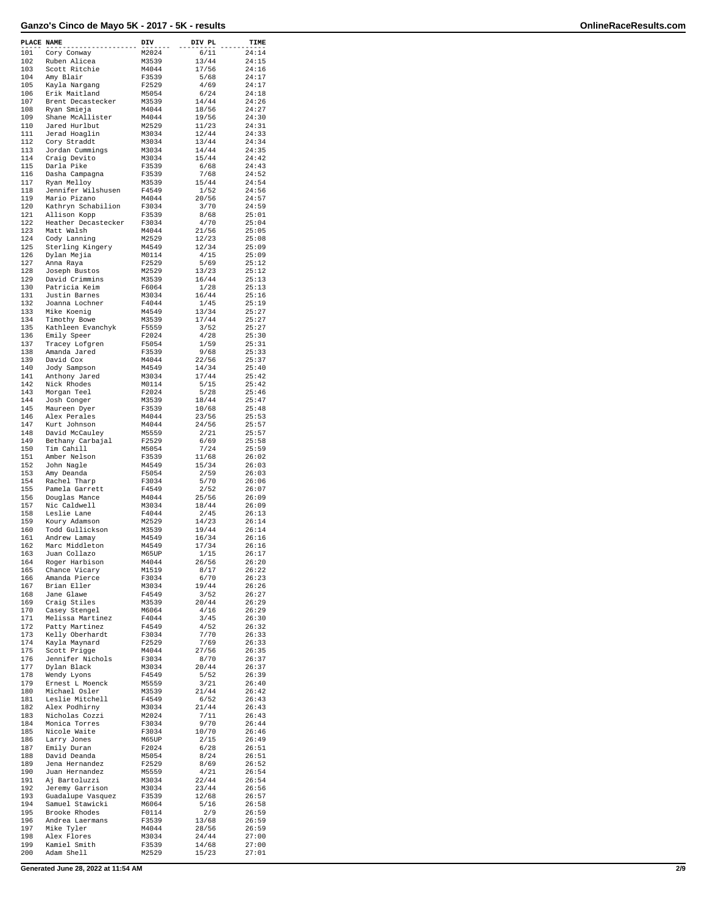| PLACE | NAME | DIV | DIV PL | TIME |
|---|---|---|---|---|
| 101 | Cory Conway | M2024 | 6/11 | 24:14 |
| 102 | Ruben Alicea | M3539 | 13/44 | 24:15 |
| 103 | Scott Ritchie | M4044 | 17/56 | 24:16 |
| 104 | Amy Blair | F3539 | 5/68 | 24:17 |
| 105 | Kayla Nargang | F2529 | 4/69 | 24:17 |
| 106 | Erik Maitland | M5054 | 6/24 | 24:18 |
| 107 | Brent Decastecker | M3539 | 14/44 | 24:26 |
| 108 | Ryan Smieja | M4044 | 18/56 | 24:27 |
| 109 | Shane McAllister | M4044 | 19/56 | 24:30 |
| 110 | Jared Hurlbut | M2529 | 11/23 | 24:31 |
| 111 | Jerad Hoaglin | M3034 | 12/44 | 24:33 |
| 112 | Cory Straddt | M3034 | 13/44 | 24:34 |
| 113 | Jordan Cummings | M3034 | 14/44 | 24:35 |
| 114 | Craig Devito | M3034 | 15/44 | 24:42 |
| 115 | Darla Pike | F3539 | 6/68 | 24:43 |
| 116 | Dasha Campagna | F3539 | 7/68 | 24:52 |
| 117 | Ryan Melloy | M3539 | 15/44 | 24:54 |
| 118 | Jennifer Wilshusen | F4549 | 1/52 | 24:56 |
| 119 | Mario Pizano | M4044 | 20/56 | 24:57 |
| 120 | Kathryn Schabilion | F3034 | 3/70 | 24:59 |
| 121 | Allison Kopp | F3539 | 8/68 | 25:01 |
| 122 | Heather Decastecker | F3034 | 4/70 | 25:04 |
| 123 | Matt Walsh | M4044 | 21/56 | 25:05 |
| 124 | Cody Lanning | M2529 | 12/23 | 25:08 |
| 125 | Sterling Kingery | M4549 | 12/34 | 25:09 |
| 126 | Dylan Mejia | M0114 | 4/15 | 25:09 |
| 127 | Anna Raya | F2529 | 5/69 | 25:12 |
| 128 | Joseph Bustos | M2529 | 13/23 | 25:12 |
| 129 | David Crimmins | M3539 | 16/44 | 25:13 |
| 130 | Patricia Keim | F6064 | 1/28 | 25:13 |
| 131 | Justin Barnes | M3034 | 16/44 | 25:16 |
| 132 | Joanna Lochner | F4044 | 1/45 | 25:19 |
| 133 | Mike Koenig | M4549 | 13/34 | 25:27 |
| 134 | Timothy Bowe | M3539 | 17/44 | 25:27 |
| 135 | Kathleen Evanchyk | F5559 | 3/52 | 25:27 |
| 136 | Emily Speer | F2024 | 4/28 | 25:30 |
| 137 | Tracey Lofgren | F5054 | 1/59 | 25:31 |
| 138 | Amanda Jared | F3539 | 9/68 | 25:33 |
| 139 | David Cox | M4044 | 22/56 | 25:37 |
| 140 | Jody Sampson | M4549 | 14/34 | 25:40 |
| 141 | Anthony Jared | M3034 | 17/44 | 25:42 |
| 142 | Nick Rhodes | M0114 | 5/15 | 25:42 |
| 143 | Morgan Teel | F2024 | 5/28 | 25:46 |
| 144 | Josh Conger | M3539 | 18/44 | 25:47 |
| 145 | Maureen Dyer | F3539 | 10/68 | 25:48 |
| 146 | Alex Perales | M4044 | 23/56 | 25:53 |
| 147 | Kurt Johnson | M4044 | 24/56 | 25:57 |
| 148 | David McCauley | M5559 | 2/21 | 25:57 |
| 149 | Bethany Carbajal | F2529 | 6/69 | 25:58 |
| 150 | Tim Cahill | M5054 | 7/24 | 25:59 |
| 151 | Amber Nelson | F3539 | 11/68 | 26:02 |
| 152 | John Nagle | M4549 | 15/34 | 26:03 |
| 153 | Amy Deanda | F5054 | 2/59 | 26:03 |
| 154 | Rachel Tharp | F3034 | 5/70 | 26:06 |
| 155 | Pamela Garrett | F4549 | 2/52 | 26:07 |
| 156 | Douglas Mance | M4044 | 25/56 | 26:09 |
| 157 | Nic Caldwell | M3034 | 18/44 | 26:09 |
| 158 | Leslie Lane | F4044 | 2/45 | 26:13 |
| 159 | Koury Adamson | M2529 | 14/23 | 26:14 |
| 160 | Todd Gullickson | M3539 | 19/44 | 26:14 |
| 161 | Andrew Lamay | M4549 | 16/34 | 26:16 |
| 162 | Marc Middleton | M4549 | 17/34 | 26:16 |
| 163 | Juan Collazo | M65UP | 1/15 | 26:17 |
| 164 | Roger Harbison | M4044 | 26/56 | 26:20 |
| 165 | Chance Vicary | M1519 | 8/17 | 26:22 |
| 166 | Amanda Pierce | F3034 | 6/70 | 26:23 |
| 167 | Brian Eller | M3034 | 19/44 | 26:26 |
| 168 | Jane Glawe | F4549 | 3/52 | 26:27 |
| 169 | Craig Stiles | M3539 | 20/44 | 26:29 |
| 170 | Casey Stengel | M6064 | 4/16 | 26:29 |
| 171 | Melissa Martinez | F4044 | 3/45 | 26:30 |
| 172 | Patty Martinez | F4549 | 4/52 | 26:32 |
| 173 | Kelly Oberhardt | F3034 | 7/70 | 26:33 |
| 174 | Kayla Maynard | F2529 | 7/69 | 26:33 |
| 175 | Scott Prigge | M4044 | 27/56 | 26:35 |
| 176 | Jennifer Nichols | F3034 | 8/70 | 26:37 |
| 177 | Dylan Black | M3034 | 20/44 | 26:37 |
| 178 | Wendy Lyons | F4549 | 5/52 | 26:39 |
| 179 | Ernest L Moenck | M5559 | 3/21 | 26:40 |
| 180 | Michael Osler | M3539 | 21/44 | 26:42 |
| 181 | Leslie Mitchell | F4549 | 6/52 | 26:43 |
| 182 | Alex Podhirny | M3034 | 21/44 | 26:43 |
| 183 | Nicholas Cozzi | M2024 | 7/11 | 26:43 |
| 184 | Monica Torres | F3034 | 9/70 | 26:44 |
| 185 | Nicole Waite | F3034 | 10/70 | 26:46 |
| 186 | Larry Jones | M65UP | 2/15 | 26:49 |
| 187 | Emily Duran | F2024 | 6/28 | 26:51 |
| 188 | David Deanda | M5054 | 8/24 | 26:51 |
| 189 | Jena Hernandez | F2529 | 8/69 | 26:52 |
| 190 | Juan Hernandez | M5559 | 4/21 | 26:54 |
| 191 | Aj Bartoluzzi | M3034 | 22/44 | 26:54 |
| 192 | Jeremy Garrison | M3034 | 23/44 | 26:56 |
| 193 | Guadalupe Vasquez | F3539 | 12/68 | 26:57 |
| 194 | Samuel Stawicki | M6064 | 5/16 | 26:58 |
| 195 | Brooke Rhodes | F0114 | 2/9 | 26:59 |
| 196 | Andrea Laermans | F3539 | 13/68 | 26:59 |
| 197 | Mike Tyler | M4044 | 28/56 | 26:59 |
| 198 | Alex Flores | M3034 | 24/44 | 27:00 |
| 199 | Kamiel Smith | F3539 | 14/68 | 27:00 |
| 200 | Adam Shell | M2529 | 15/23 | 27:01 |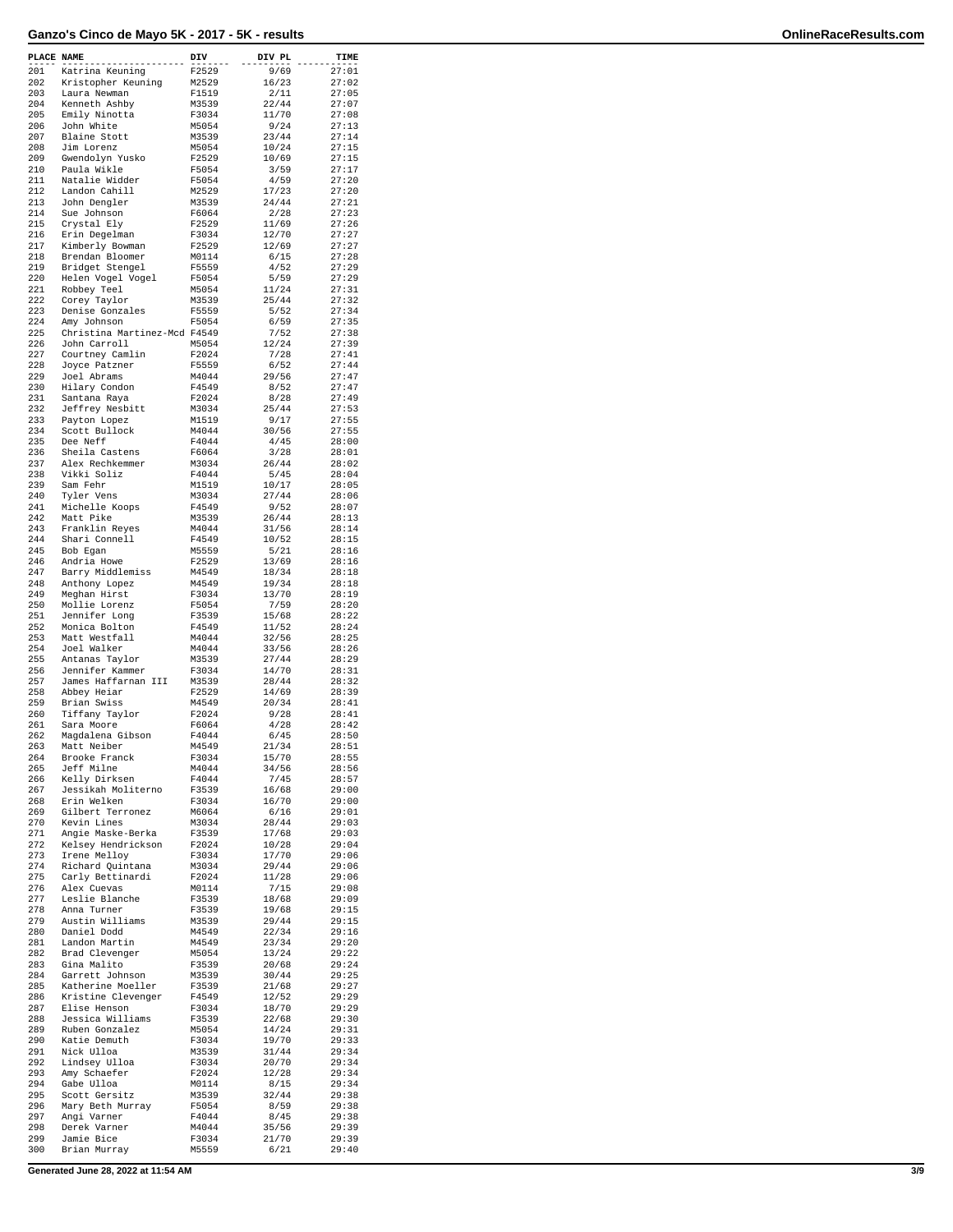# Ganzo's Cinco de Mayo 5K - 2017 - 5K - results

| PLACE | NAME | DIV | DIV PL | TIME |
|---|---|---|---|---|
| 201 | Katrina Keuning | F2529 | 9/69 | 27:01 |
| 202 | Kristopher Keuning | M2529 | 16/23 | 27:02 |
| 203 | Laura Newman | F1519 | 2/11 | 27:05 |
| 204 | Kenneth Ashby | M3539 | 22/44 | 27:07 |
| 205 | Emily Ninotta | F3034 | 11/70 | 27:08 |
| 206 | John White | M5054 | 9/24 | 27:13 |
| 207 | Blaine Stott | M3539 | 23/44 | 27:14 |
| 208 | Jim Lorenz | M5054 | 10/24 | 27:15 |
| 209 | Gwendolyn Yusko | F2529 | 10/69 | 27:15 |
| 210 | Paula Wikle | F5054 | 3/59 | 27:17 |
| 211 | Natalie Widder | F5054 | 4/59 | 27:20 |
| 212 | Landon Cahill | M2529 | 17/23 | 27:20 |
| 213 | John Dengler | M3539 | 24/44 | 27:21 |
| 214 | Sue Johnson | F6064 | 2/28 | 27:23 |
| 215 | Crystal Ely | F2529 | 11/69 | 27:26 |
| 216 | Erin Degelman | F3034 | 12/70 | 27:27 |
| 217 | Kimberly Bowman | F2529 | 12/69 | 27:27 |
| 218 | Brendan Bloomer | M0114 | 6/15 | 27:28 |
| 219 | Bridget Stengel | F5559 | 4/52 | 27:29 |
| 220 | Helen Vogel Vogel | F5054 | 5/59 | 27:29 |
| 221 | Robbey Teel | M5054 | 11/24 | 27:31 |
| 222 | Corey Taylor | M3539 | 25/44 | 27:32 |
| 223 | Denise Gonzales | F5559 | 5/52 | 27:34 |
| 224 | Amy Johnson | F5054 | 6/59 | 27:35 |
| 225 | Christina Martinez-Mcd | F4549 | 7/52 | 27:38 |
| 226 | John Carroll | M5054 | 12/24 | 27:39 |
| 227 | Courtney Camlin | F2024 | 7/28 | 27:41 |
| 228 | Joyce Patzner | F5559 | 6/52 | 27:44 |
| 229 | Joel Abrams | M4044 | 29/56 | 27:47 |
| 230 | Hilary Condon | F4549 | 8/52 | 27:47 |
| 231 | Santana Raya | F2024 | 8/28 | 27:49 |
| 232 | Jeffrey Nesbitt | M3034 | 25/44 | 27:53 |
| 233 | Payton Lopez | M1519 | 9/17 | 27:55 |
| 234 | Scott Bullock | M4044 | 30/56 | 27:55 |
| 235 | Dee Neff | F4044 | 4/45 | 28:00 |
| 236 | Sheila Castens | F6064 | 3/28 | 28:01 |
| 237 | Alex Rechkemmer | M3034 | 26/44 | 28:02 |
| 238 | Vikki Soliz | F4044 | 5/45 | 28:04 |
| 239 | Sam Fehr | M1519 | 10/17 | 28:05 |
| 240 | Tyler Vens | M3034 | 27/44 | 28:06 |
| 241 | Michelle Koops | F4549 | 9/52 | 28:07 |
| 242 | Matt Pike | M3539 | 26/44 | 28:13 |
| 243 | Franklin Reyes | M4044 | 31/56 | 28:14 |
| 244 | Shari Connell | F4549 | 10/52 | 28:15 |
| 245 | Bob Egan | M5559 | 5/21 | 28:16 |
| 246 | Andria Howe | F2529 | 13/69 | 28:16 |
| 247 | Barry Middlemiss | M4549 | 18/34 | 28:18 |
| 248 | Anthony Lopez | M4549 | 19/34 | 28:18 |
| 249 | Meghan Hirst | F3034 | 13/70 | 28:19 |
| 250 | Mollie Lorenz | F5054 | 7/59 | 28:20 |
| 251 | Jennifer Long | F3539 | 15/68 | 28:22 |
| 252 | Monica Bolton | F4549 | 11/52 | 28:24 |
| 253 | Matt Westfall | M4044 | 32/56 | 28:25 |
| 254 | Joel Walker | M4044 | 33/56 | 28:26 |
| 255 | Antanas Taylor | M3539 | 27/44 | 28:29 |
| 256 | Jennifer Kammer | F3034 | 14/70 | 28:31 |
| 257 | James Haffarnan III | M3539 | 28/44 | 28:32 |
| 258 | Abbey Heiar | F2529 | 14/69 | 28:39 |
| 259 | Brian Swiss | M4549 | 20/34 | 28:41 |
| 260 | Tiffany Taylor | F2024 | 9/28 | 28:41 |
| 261 | Sara Moore | F6064 | 4/28 | 28:42 |
| 262 | Magdalena Gibson | F4044 | 6/45 | 28:50 |
| 263 | Matt Neiber | M4549 | 21/34 | 28:51 |
| 264 | Brooke Franck | F3034 | 15/70 | 28:55 |
| 265 | Jeff Milne | M4044 | 34/56 | 28:56 |
| 266 | Kelly Dirksen | F4044 | 7/45 | 28:57 |
| 267 | Jessikah Moliterno | F3539 | 16/68 | 29:00 |
| 268 | Erin Welken | F3034 | 16/70 | 29:00 |
| 269 | Gilbert Terronez | M6064 | 6/16 | 29:01 |
| 270 | Kevin Lines | M3034 | 28/44 | 29:03 |
| 271 | Angie Maske-Berka | F3539 | 17/68 | 29:03 |
| 272 | Kelsey Hendrickson | F2024 | 10/28 | 29:04 |
| 273 | Irene Melloy | F3034 | 17/70 | 29:06 |
| 274 | Richard Quintana | M3034 | 29/44 | 29:06 |
| 275 | Carly Bettinardi | F2024 | 11/28 | 29:06 |
| 276 | Alex Cuevas | M0114 | 7/15 | 29:08 |
| 277 | Leslie Blanche | F3539 | 18/68 | 29:09 |
| 278 | Anna Turner | F3539 | 19/68 | 29:15 |
| 279 | Austin Williams | M3539 | 29/44 | 29:15 |
| 280 | Daniel Dodd | M4549 | 22/34 | 29:16 |
| 281 | Landon Martin | M4549 | 23/34 | 29:20 |
| 282 | Brad Clevenger | M5054 | 13/24 | 29:22 |
| 283 | Gina Malito | F3539 | 20/68 | 29:24 |
| 284 | Garrett Johnson | M3539 | 30/44 | 29:25 |
| 285 | Katherine Moeller | F3539 | 21/68 | 29:27 |
| 286 | Kristine Clevenger | F4549 | 12/52 | 29:29 |
| 287 | Elise Henson | F3034 | 18/70 | 29:29 |
| 288 | Jessica Williams | F3539 | 22/68 | 29:30 |
| 289 | Ruben Gonzalez | M5054 | 14/24 | 29:31 |
| 290 | Katie Demuth | F3034 | 19/70 | 29:33 |
| 291 | Nick Ulloa | M3539 | 31/44 | 29:34 |
| 292 | Lindsey Ulloa | F3034 | 20/70 | 29:34 |
| 293 | Amy Schaefer | F2024 | 12/28 | 29:34 |
| 294 | Gabe Ulloa | M0114 | 8/15 | 29:34 |
| 295 | Scott Gersitz | M3539 | 32/44 | 29:38 |
| 296 | Mary Beth Murray | F5054 | 8/59 | 29:38 |
| 297 | Angi Varner | F4044 | 8/45 | 29:38 |
| 298 | Derek Varner | M4044 | 35/56 | 29:39 |
| 299 | Jamie Bice | F3034 | 21/70 | 29:39 |
| 300 | Brian Murray | M5559 | 6/21 | 29:40 |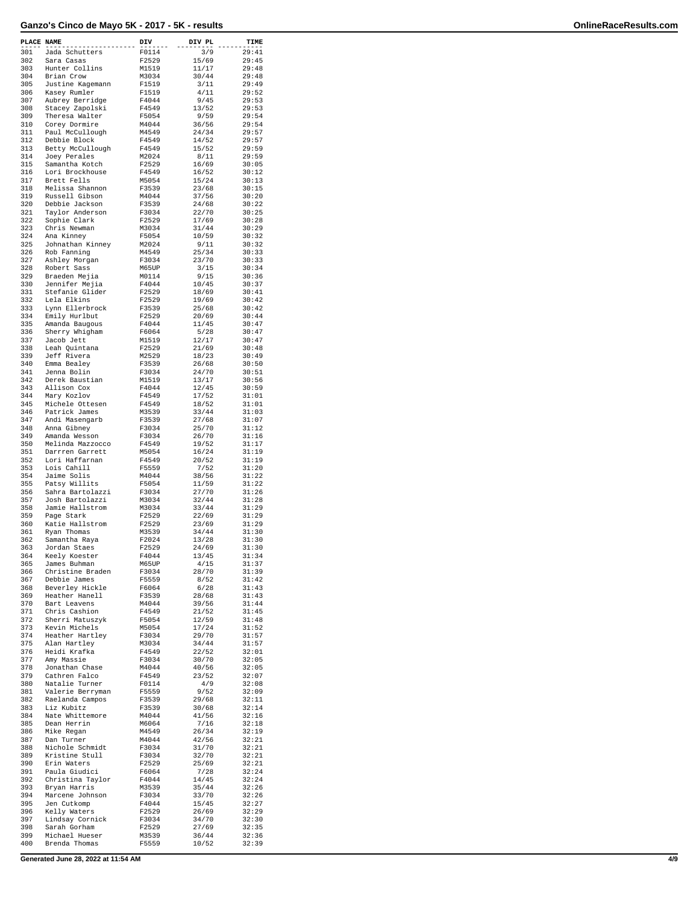# Ganzo's Cinco de Mayo 5K - 2017 - 5K - results

| PLACE | NAME | DIV | DIV PL | TIME |
|---|---|---|---|---|
| 301 | Jada Schutters | F0114 | 3/9 | 29:41 |
| 302 | Sara Casas | F2529 | 15/69 | 29:45 |
| 303 | Hunter Collins | M1519 | 11/17 | 29:48 |
| 304 | Brian Crow | M3034 | 30/44 | 29:48 |
| 305 | Justine Kagemann | F1519 | 3/11 | 29:49 |
| 306 | Kasey Rumler | F1519 | 4/11 | 29:52 |
| 307 | Aubrey Berridge | F4044 | 9/45 | 29:53 |
| 308 | Stacey Zapolski | F4549 | 13/52 | 29:53 |
| 309 | Theresa Walter | F5054 | 9/59 | 29:54 |
| 310 | Corey Dormire | M4044 | 36/56 | 29:54 |
| 311 | Paul McCullough | M4549 | 24/34 | 29:57 |
| 312 | Debbie Block | F4549 | 14/52 | 29:57 |
| 313 | Betty McCullough | F4549 | 15/52 | 29:59 |
| 314 | Joey Perales | M2024 | 8/11 | 29:59 |
| 315 | Samantha Kotch | F2529 | 16/69 | 30:05 |
| 316 | Lori Brockhouse | F4549 | 16/52 | 30:12 |
| 317 | Brett Fells | M5054 | 15/24 | 30:13 |
| 318 | Melissa Shannon | F3539 | 23/68 | 30:15 |
| 319 | Russell Gibson | M4044 | 37/56 | 30:20 |
| 320 | Debbie Jackson | F3539 | 24/68 | 30:22 |
| 321 | Taylor Anderson | F3034 | 22/70 | 30:25 |
| 322 | Sophie Clark | F2529 | 17/69 | 30:28 |
| 323 | Chris Newman | M3034 | 31/44 | 30:29 |
| 324 | Ana Kinney | F5054 | 10/59 | 30:32 |
| 325 | Johnathan Kinney | M2024 | 9/11 | 30:32 |
| 326 | Rob Fanning | M4549 | 25/34 | 30:33 |
| 327 | Ashley Morgan | F3034 | 23/70 | 30:33 |
| 328 | Robert Sass | M65UP | 3/15 | 30:34 |
| 329 | Braeden Mejia | M0114 | 9/15 | 30:36 |
| 330 | Jennifer Mejia | F4044 | 10/45 | 30:37 |
| 331 | Stefanie Glider | F2529 | 18/69 | 30:41 |
| 332 | Lela Elkins | F2529 | 19/69 | 30:42 |
| 333 | Lynn Ellerbrock | F3539 | 25/68 | 30:42 |
| 334 | Emily Hurlbut | F2529 | 20/69 | 30:44 |
| 335 | Amanda Baugous | F4044 | 11/45 | 30:47 |
| 336 | Sherry Whigham | F6064 | 5/28 | 30:47 |
| 337 | Jacob Jett | M1519 | 12/17 | 30:47 |
| 338 | Leah Quintana | F2529 | 21/69 | 30:48 |
| 339 | Jeff Rivera | M2529 | 18/23 | 30:49 |
| 340 | Emma Bealey | F3539 | 26/68 | 30:50 |
| 341 | Jenna Bolin | F3034 | 24/70 | 30:51 |
| 342 | Derek Baustian | M1519 | 13/17 | 30:56 |
| 343 | Allison Cox | F4044 | 12/45 | 30:59 |
| 344 | Mary Kozlov | F4549 | 17/52 | 31:01 |
| 345 | Michele Ottesen | F4549 | 18/52 | 31:01 |
| 346 | Patrick James | M3539 | 33/44 | 31:03 |
| 347 | Andi Masengarb | F3539 | 27/68 | 31:07 |
| 348 | Anna Gibney | F3034 | 25/70 | 31:12 |
| 349 | Amanda Wesson | F3034 | 26/70 | 31:16 |
| 350 | Melinda Mazzocco | F4549 | 19/52 | 31:17 |
| 351 | Darrren Garrett | M5054 | 16/24 | 31:19 |
| 352 | Lori Haffarnan | F4549 | 20/52 | 31:19 |
| 353 | Lois Cahill | F5559 | 7/52 | 31:20 |
| 354 | Jaime Solis | M4044 | 38/56 | 31:22 |
| 355 | Patsy Willits | F5054 | 11/59 | 31:22 |
| 356 | Sahra Bartolazzi | F3034 | 27/70 | 31:26 |
| 357 | Josh Bartolazzi | M3034 | 32/44 | 31:28 |
| 358 | Jamie Hallstrom | M3034 | 33/44 | 31:29 |
| 359 | Page Stark | F2529 | 22/69 | 31:29 |
| 360 | Katie Hallstrom | F2529 | 23/69 | 31:29 |
| 361 | Ryan Thomas | M3539 | 34/44 | 31:30 |
| 362 | Samantha Raya | F2024 | 13/28 | 31:30 |
| 363 | Jordan Staes | F2529 | 24/69 | 31:30 |
| 364 | Keely Koester | F4044 | 13/45 | 31:34 |
| 365 | James Buhman | M65UP | 4/15 | 31:37 |
| 366 | Christine Braden | F3034 | 28/70 | 31:39 |
| 367 | Debbie James | F5559 | 8/52 | 31:42 |
| 368 | Beverley Hickle | F6064 | 6/28 | 31:43 |
| 369 | Heather Hanell | F3539 | 28/68 | 31:43 |
| 370 | Bart Leavens | M4044 | 39/56 | 31:44 |
| 371 | Chris Cashion | F4549 | 21/52 | 31:45 |
| 372 | Sherri Matuszyk | F5054 | 12/59 | 31:48 |
| 373 | Kevin Michels | M5054 | 17/24 | 31:52 |
| 374 | Heather Hartley | F3034 | 29/70 | 31:57 |
| 375 | Alan Hartley | M3034 | 34/44 | 31:57 |
| 376 | Heidi Krafka | F4549 | 22/52 | 32:01 |
| 377 | Amy Massie | F3034 | 30/70 | 32:05 |
| 378 | Jonathan Chase | M4044 | 40/56 | 32:05 |
| 379 | Cathren Falco | F4549 | 23/52 | 32:07 |
| 380 | Natalie Turner | F0114 | 4/9 | 32:08 |
| 381 | Valerie Berryman | F5559 | 9/52 | 32:09 |
| 382 | Raelanda Campos | F3539 | 29/68 | 32:11 |
| 383 | Liz Kubitz | F3539 | 30/68 | 32:14 |
| 384 | Nate Whittemore | M4044 | 41/56 | 32:16 |
| 385 | Dean Herrin | M6064 | 7/16 | 32:18 |
| 386 | Mike Regan | M4549 | 26/34 | 32:19 |
| 387 | Dan Turner | M4044 | 42/56 | 32:21 |
| 388 | Nichole Schmidt | F3034 | 31/70 | 32:21 |
| 389 | Kristine Stull | F3034 | 32/70 | 32:21 |
| 390 | Erin Waters | F2529 | 25/69 | 32:21 |
| 391 | Paula Giudici | F6064 | 7/28 | 32:24 |
| 392 | Christina Taylor | F4044 | 14/45 | 32:24 |
| 393 | Bryan Harris | M3539 | 35/44 | 32:26 |
| 394 | Marcene Johnson | F3034 | 33/70 | 32:26 |
| 395 | Jen Cutkomp | F4044 | 15/45 | 32:27 |
| 396 | Kelly Waters | F2529 | 26/69 | 32:29 |
| 397 | Lindsay Cornick | F3034 | 34/70 | 32:30 |
| 398 | Sarah Gorham | F2529 | 27/69 | 32:35 |
| 399 | Michael Hueser | M3539 | 36/44 | 32:36 |
| 400 | Brenda Thomas | F5559 | 10/52 | 32:39 |

Generated June 28, 2022 at 11:54 AM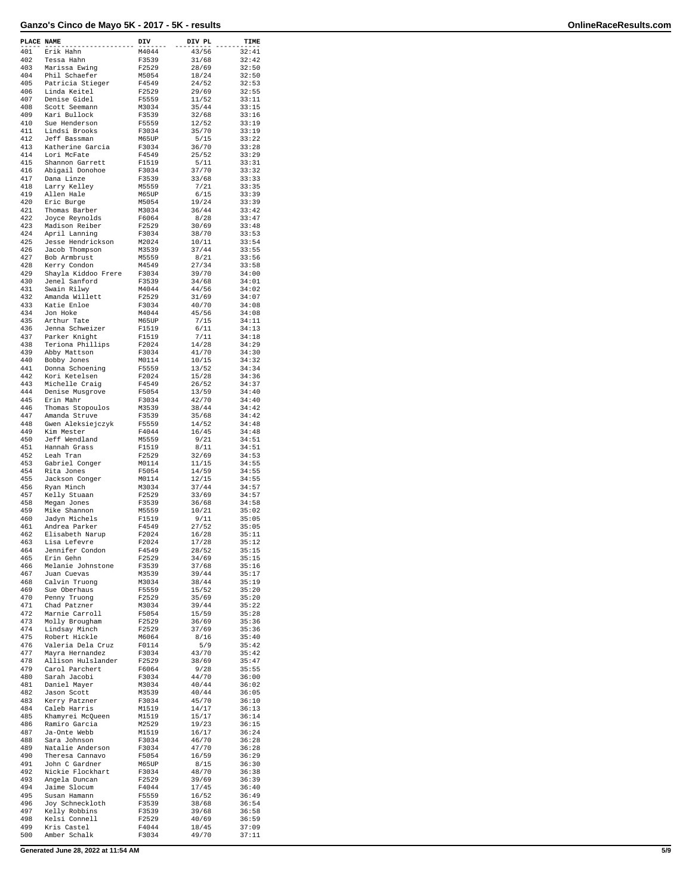| PLACE | NAME | DIV | DIV PL | TIME |
|---|---|---|---|---|
| 401 | Erik Hahn | M4044 | 43/56 | 32:41 |
| 402 | Tessa Hahn | F3539 | 31/68 | 32:42 |
| 403 | Marissa Ewing | F2529 | 28/69 | 32:50 |
| 404 | Phil Schaefer | M5054 | 18/24 | 32:50 |
| 405 | Patricia Stieger | F4549 | 24/52 | 32:53 |
| 406 | Linda Keitel | F2529 | 29/69 | 32:55 |
| 407 | Denise Gidel | F5559 | 11/52 | 33:11 |
| 408 | Scott Seemann | M3034 | 35/44 | 33:15 |
| 409 | Kari Bullock | F3539 | 32/68 | 33:16 |
| 410 | Sue Henderson | F5559 | 12/52 | 33:19 |
| 411 | Lindsi Brooks | F3034 | 35/70 | 33:19 |
| 412 | Jeff Bassman | M65UP | 5/15 | 33:22 |
| 413 | Katherine Garcia | F3034 | 36/70 | 33:28 |
| 414 | Lori McFate | F4549 | 25/52 | 33:29 |
| 415 | Shannon Garrett | F1519 | 5/11 | 33:31 |
| 416 | Abigail Donohoe | F3034 | 37/70 | 33:32 |
| 417 | Dana Linze | F3539 | 33/68 | 33:33 |
| 418 | Larry Kelley | M5559 | 7/21 | 33:35 |
| 419 | Allen Hale | M65UP | 6/15 | 33:39 |
| 420 | Eric Burge | M5054 | 19/24 | 33:39 |
| 421 | Thomas Barber | M3034 | 36/44 | 33:42 |
| 422 | Joyce Reynolds | F6064 | 8/28 | 33:47 |
| 423 | Madison Reiber | F2529 | 30/69 | 33:48 |
| 424 | April Lanning | F3034 | 38/70 | 33:53 |
| 425 | Jesse Hendrickson | M2024 | 10/11 | 33:54 |
| 426 | Jacob Thompson | M3539 | 37/44 | 33:55 |
| 427 | Bob Armbrust | M5559 | 8/21 | 33:56 |
| 428 | Kerry Condon | M4549 | 27/34 | 33:58 |
| 429 | Shayla Kiddoo Frere | F3034 | 39/70 | 34:00 |
| 430 | Jenel Sanford | F3539 | 34/68 | 34:01 |
| 431 | Swain Rilwy | M4044 | 44/56 | 34:02 |
| 432 | Amanda Willett | F2529 | 31/69 | 34:07 |
| 433 | Katie Enloe | F3034 | 40/70 | 34:08 |
| 434 | Jon Hoke | M4044 | 45/56 | 34:08 |
| 435 | Arthur Tate | M65UP | 7/15 | 34:11 |
| 436 | Jenna Schweizer | F1519 | 6/11 | 34:13 |
| 437 | Parker Knight | F1519 | 7/11 | 34:18 |
| 438 | Teriona Phillips | F2024 | 14/28 | 34:29 |
| 439 | Abby Mattson | F3034 | 41/70 | 34:30 |
| 440 | Bobby Jones | M0114 | 10/15 | 34:32 |
| 441 | Donna Schoening | F5559 | 13/52 | 34:34 |
| 442 | Kori Ketelsen | F2024 | 15/28 | 34:36 |
| 443 | Michelle Craig | F4549 | 26/52 | 34:37 |
| 444 | Denise Musgrove | F5054 | 13/59 | 34:40 |
| 445 | Erin Mahr | F3034 | 42/70 | 34:40 |
| 446 | Thomas Stopoulos | M3539 | 38/44 | 34:42 |
| 447 | Amanda Struve | F3539 | 35/68 | 34:42 |
| 448 | Gwen Aleksiejczyk | F5559 | 14/52 | 34:48 |
| 449 | Kim Mester | F4044 | 16/45 | 34:48 |
| 450 | Jeff Wendland | M5559 | 9/21 | 34:51 |
| 451 | Hannah Grass | F1519 | 8/11 | 34:51 |
| 452 | Leah Tran | F2529 | 32/69 | 34:53 |
| 453 | Gabriel Conger | M0114 | 11/15 | 34:55 |
| 454 | Rita Jones | F5054 | 14/59 | 34:55 |
| 455 | Jackson Conger | M0114 | 12/15 | 34:55 |
| 456 | Ryan Minch | M3034 | 37/44 | 34:57 |
| 457 | Kelly Stuaan | F2529 | 33/69 | 34:57 |
| 458 | Megan Jones | F3539 | 36/68 | 34:58 |
| 459 | Mike Shannon | M5559 | 10/21 | 35:02 |
| 460 | Jadyn Michels | F1519 | 9/11 | 35:05 |
| 461 | Andrea Parker | F4549 | 27/52 | 35:05 |
| 462 | Elisabeth Narup | F2024 | 16/28 | 35:11 |
| 463 | Lisa Lefevre | F2024 | 17/28 | 35:12 |
| 464 | Jennifer Condon | F4549 | 28/52 | 35:15 |
| 465 | Erin Gehn | F2529 | 34/69 | 35:15 |
| 466 | Melanie Johnstone | F3539 | 37/68 | 35:16 |
| 467 | Juan Cuevas | M3539 | 39/44 | 35:17 |
| 468 | Calvin Truong | M3034 | 38/44 | 35:19 |
| 469 | Sue Oberhaus | F5559 | 15/52 | 35:20 |
| 470 | Penny Truong | F2529 | 35/69 | 35:20 |
| 471 | Chad Patzner | M3034 | 39/44 | 35:22 |
| 472 | Marnie Carroll | F5054 | 15/59 | 35:28 |
| 473 | Molly Brougham | F2529 | 36/69 | 35:36 |
| 474 | Lindsay Minch | F2529 | 37/69 | 35:36 |
| 475 | Robert Hickle | M6064 | 8/16 | 35:40 |
| 476 | Valeria Dela Cruz | F0114 | 5/9 | 35:42 |
| 477 | Mayra Hernandez | F3034 | 43/70 | 35:42 |
| 478 | Allison Hulslander | F2529 | 38/69 | 35:47 |
| 479 | Carol Parchert | F6064 | 9/28 | 35:55 |
| 480 | Sarah Jacobi | F3034 | 44/70 | 36:00 |
| 481 | Daniel Mayer | M3034 | 40/44 | 36:02 |
| 482 | Jason Scott | M3539 | 40/44 | 36:05 |
| 483 | Kerry Patzner | F3034 | 45/70 | 36:10 |
| 484 | Caleb Harris | M1519 | 14/17 | 36:13 |
| 485 | Khamyrei McQueen | M1519 | 15/17 | 36:14 |
| 486 | Ramiro Garcia | M2529 | 19/23 | 36:15 |
| 487 | Ja-Onte Webb | M1519 | 16/17 | 36:24 |
| 488 | Sara Johnson | F3034 | 46/70 | 36:28 |
| 489 | Natalie Anderson | F3034 | 47/70 | 36:28 |
| 490 | Theresa Cannavo | F5054 | 16/59 | 36:29 |
| 491 | John C Gardner | M65UP | 8/15 | 36:30 |
| 492 | Nickie Flockhart | F3034 | 48/70 | 36:38 |
| 493 | Angela Duncan | F2529 | 39/69 | 36:39 |
| 494 | Jaime Slocum | F4044 | 17/45 | 36:40 |
| 495 | Susan Hamann | F5559 | 16/52 | 36:49 |
| 496 | Joy Schneckloth | F3539 | 38/68 | 36:54 |
| 497 | Kelly Robbins | F3539 | 39/68 | 36:58 |
| 498 | Kelsi Connell | F2529 | 40/69 | 36:59 |
| 499 | Kris Castel | F4044 | 18/45 | 37:09 |
| 500 | Amber Schalk | F3034 | 49/70 | 37:11 |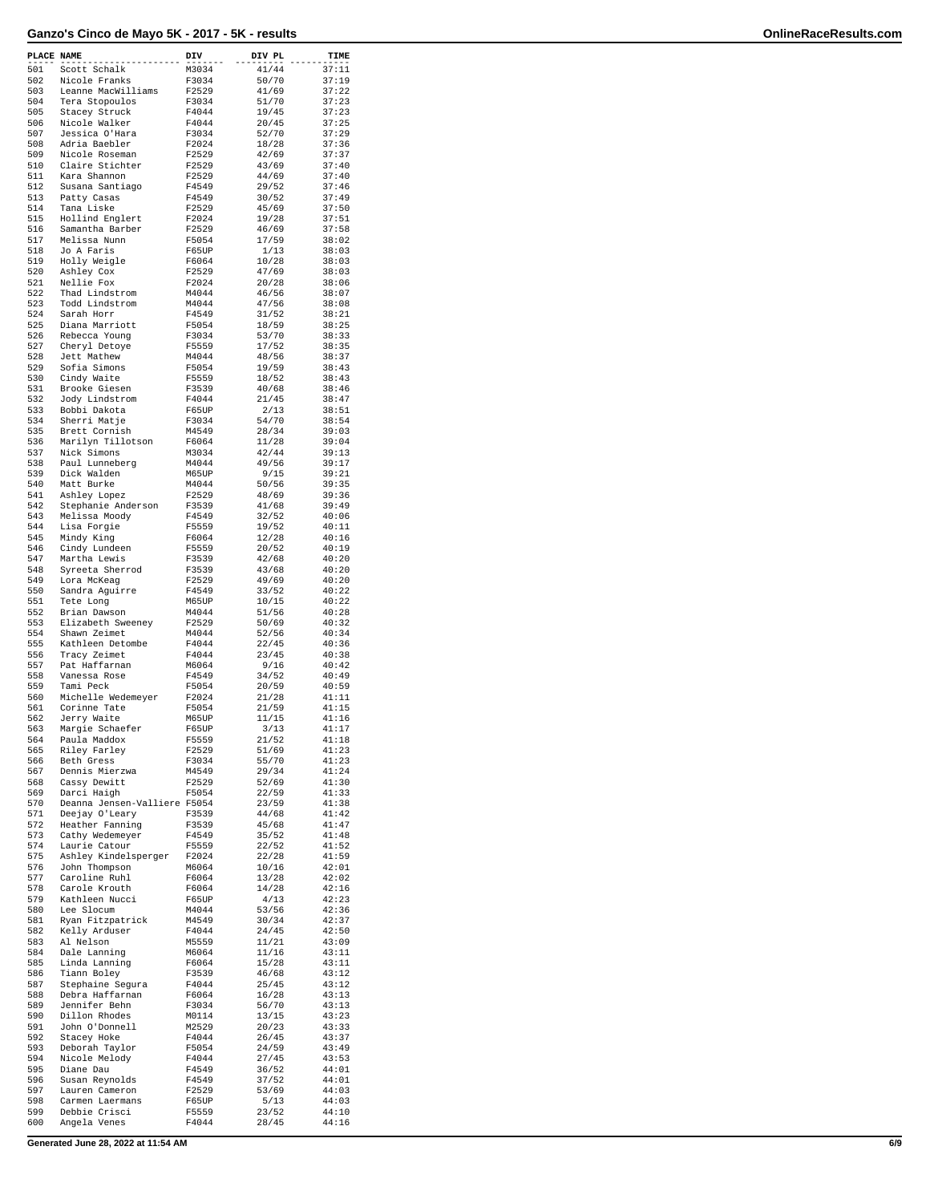# Ganzo's Cinco de Mayo 5K - 2017 - 5K - results

| PLACE | NAME | DIV | DIV PL | TIME |
|---|---|---|---|---|
| 501 | Scott Schalk | M3034 | 41/44 | 37:11 |
| 502 | Nicole Franks | F3034 | 50/70 | 37:19 |
| 503 | Leanne MacWilliams | F2529 | 41/69 | 37:22 |
| 504 | Tera Stopoulos | F3034 | 51/70 | 37:23 |
| 505 | Stacey Struck | F4044 | 19/45 | 37:23 |
| 506 | Nicole Walker | F4044 | 20/45 | 37:25 |
| 507 | Jessica O'Hara | F3034 | 52/70 | 37:29 |
| 508 | Adria Baebler | F2024 | 18/28 | 37:36 |
| 509 | Nicole Roseman | F2529 | 42/69 | 37:37 |
| 510 | Claire Stichter | F2529 | 43/69 | 37:40 |
| 511 | Kara Shannon | F2529 | 44/69 | 37:40 |
| 512 | Susana Santiago | F4549 | 29/52 | 37:46 |
| 513 | Patty Casas | F4549 | 30/52 | 37:49 |
| 514 | Tana Liske | F2529 | 45/69 | 37:50 |
| 515 | Hollind Englert | F2024 | 19/28 | 37:51 |
| 516 | Samantha Barber | F2529 | 46/69 | 37:58 |
| 517 | Melissa Nunn | F5054 | 17/59 | 38:02 |
| 518 | Jo A Faris | F65UP | 1/13 | 38:03 |
| 519 | Holly Weigle | F6064 | 10/28 | 38:03 |
| 520 | Ashley Cox | F2529 | 47/69 | 38:03 |
| 521 | Nellie Fox | F2024 | 20/28 | 38:06 |
| 522 | Thad Lindstrom | M4044 | 46/56 | 38:07 |
| 523 | Todd Lindstrom | M4044 | 47/56 | 38:08 |
| 524 | Sarah Horr | F4549 | 31/52 | 38:21 |
| 525 | Diana Marriott | F5054 | 18/59 | 38:25 |
| 526 | Rebecca Young | F3034 | 53/70 | 38:33 |
| 527 | Cheryl Detoye | F5559 | 17/52 | 38:35 |
| 528 | Jett Mathew | M4044 | 48/56 | 38:37 |
| 529 | Sofia Simons | F5054 | 19/59 | 38:43 |
| 530 | Cindy Waite | F5559 | 18/52 | 38:43 |
| 531 | Brooke Giesen | F3539 | 40/68 | 38:46 |
| 532 | Jody Lindstrom | F4044 | 21/45 | 38:47 |
| 533 | Bobbi Dakota | F65UP | 2/13 | 38:51 |
| 534 | Sherri Matje | F3034 | 54/70 | 38:54 |
| 535 | Brett Cornish | M4549 | 28/34 | 39:03 |
| 536 | Marilyn Tillotson | F6064 | 11/28 | 39:04 |
| 537 | Nick Simons | M3034 | 42/44 | 39:13 |
| 538 | Paul Lunneberg | M4044 | 49/56 | 39:17 |
| 539 | Dick Walden | M65UP | 9/15 | 39:21 |
| 540 | Matt Burke | M4044 | 50/56 | 39:35 |
| 541 | Ashley Lopez | F2529 | 48/69 | 39:36 |
| 542 | Stephanie Anderson | F3539 | 41/68 | 39:49 |
| 543 | Melissa Moody | F4549 | 32/52 | 40:06 |
| 544 | Lisa Forgie | F5559 | 19/52 | 40:11 |
| 545 | Mindy King | F6064 | 12/28 | 40:16 |
| 546 | Cindy Lundeen | F5559 | 20/52 | 40:19 |
| 547 | Martha Lewis | F3539 | 42/68 | 40:20 |
| 548 | Syreeta Sherrod | F3539 | 43/68 | 40:20 |
| 549 | Lora McKeag | F2529 | 49/69 | 40:20 |
| 550 | Sandra Aguirre | F4549 | 33/52 | 40:22 |
| 551 | Tete Long | M65UP | 10/15 | 40:22 |
| 552 | Brian Dawson | M4044 | 51/56 | 40:28 |
| 553 | Elizabeth Sweeney | F2529 | 50/69 | 40:32 |
| 554 | Shawn Zeimet | M4044 | 52/56 | 40:34 |
| 555 | Kathleen Detombe | F4044 | 22/45 | 40:36 |
| 556 | Tracy Zeimet | F4044 | 23/45 | 40:38 |
| 557 | Pat Haffarnan | M6064 | 9/16 | 40:42 |
| 558 | Vanessa Rose | F4549 | 34/52 | 40:49 |
| 559 | Tami Peck | F5054 | 20/59 | 40:59 |
| 560 | Michelle Wedemeyer | F2024 | 21/28 | 41:11 |
| 561 | Corinne Tate | F5054 | 21/59 | 41:15 |
| 562 | Jerry Waite | M65UP | 11/15 | 41:16 |
| 563 | Margie Schaefer | F65UP | 3/13 | 41:17 |
| 564 | Paula Maddox | F5559 | 21/52 | 41:18 |
| 565 | Riley Farley | F2529 | 51/69 | 41:23 |
| 566 | Beth Gress | F3034 | 55/70 | 41:23 |
| 567 | Dennis Mierzwa | M4549 | 29/34 | 41:24 |
| 568 | Cassy Dewitt | F2529 | 52/69 | 41:30 |
| 569 | Darci Haigh | F5054 | 22/59 | 41:33 |
| 570 | Deanna Jensen-Valliere | F5054 | 23/59 | 41:38 |
| 571 | Deejay O'Leary | F3539 | 44/68 | 41:42 |
| 572 | Heather Fanning | F3539 | 45/68 | 41:47 |
| 573 | Cathy Wedemeyer | F4549 | 35/52 | 41:48 |
| 574 | Laurie Catour | F5559 | 22/52 | 41:52 |
| 575 | Ashley Kindelsperger | F2024 | 22/28 | 41:59 |
| 576 | John Thompson | M6064 | 10/16 | 42:01 |
| 577 | Caroline Ruhl | F6064 | 13/28 | 42:02 |
| 578 | Carole Krouth | F6064 | 14/28 | 42:16 |
| 579 | Kathleen Nucci | F65UP | 4/13 | 42:23 |
| 580 | Lee Slocum | M4044 | 53/56 | 42:36 |
| 581 | Ryan Fitzpatrick | M4549 | 30/34 | 42:37 |
| 582 | Kelly Arduser | F4044 | 24/45 | 42:50 |
| 583 | Al Nelson | M5559 | 11/21 | 43:09 |
| 584 | Dale Lanning | M6064 | 11/16 | 43:11 |
| 585 | Linda Lanning | F6064 | 15/28 | 43:11 |
| 586 | Tiann Boley | F3539 | 46/68 | 43:12 |
| 587 | Stephaine Segura | F4044 | 25/45 | 43:12 |
| 588 | Debra Haffarnan | F6064 | 16/28 | 43:13 |
| 589 | Jennifer Behn | F3034 | 56/70 | 43:13 |
| 590 | Dillon Rhodes | M0114 | 13/15 | 43:23 |
| 591 | John O'Donnell | M2529 | 20/23 | 43:33 |
| 592 | Stacey Hoke | F4044 | 26/45 | 43:37 |
| 593 | Deborah Taylor | F5054 | 24/59 | 43:49 |
| 594 | Nicole Melody | F4044 | 27/45 | 43:53 |
| 595 | Diane Dau | F4549 | 36/52 | 44:01 |
| 596 | Susan Reynolds | F4549 | 37/52 | 44:01 |
| 597 | Lauren Cameron | F2529 | 53/69 | 44:03 |
| 598 | Carmen Laermans | F65UP | 5/13 | 44:03 |
| 599 | Debbie Crisci | F5559 | 23/52 | 44:10 |
| 600 | Angela Venes | F4044 | 28/45 | 44:16 |

Generated June 28, 2022 at 11:54 AM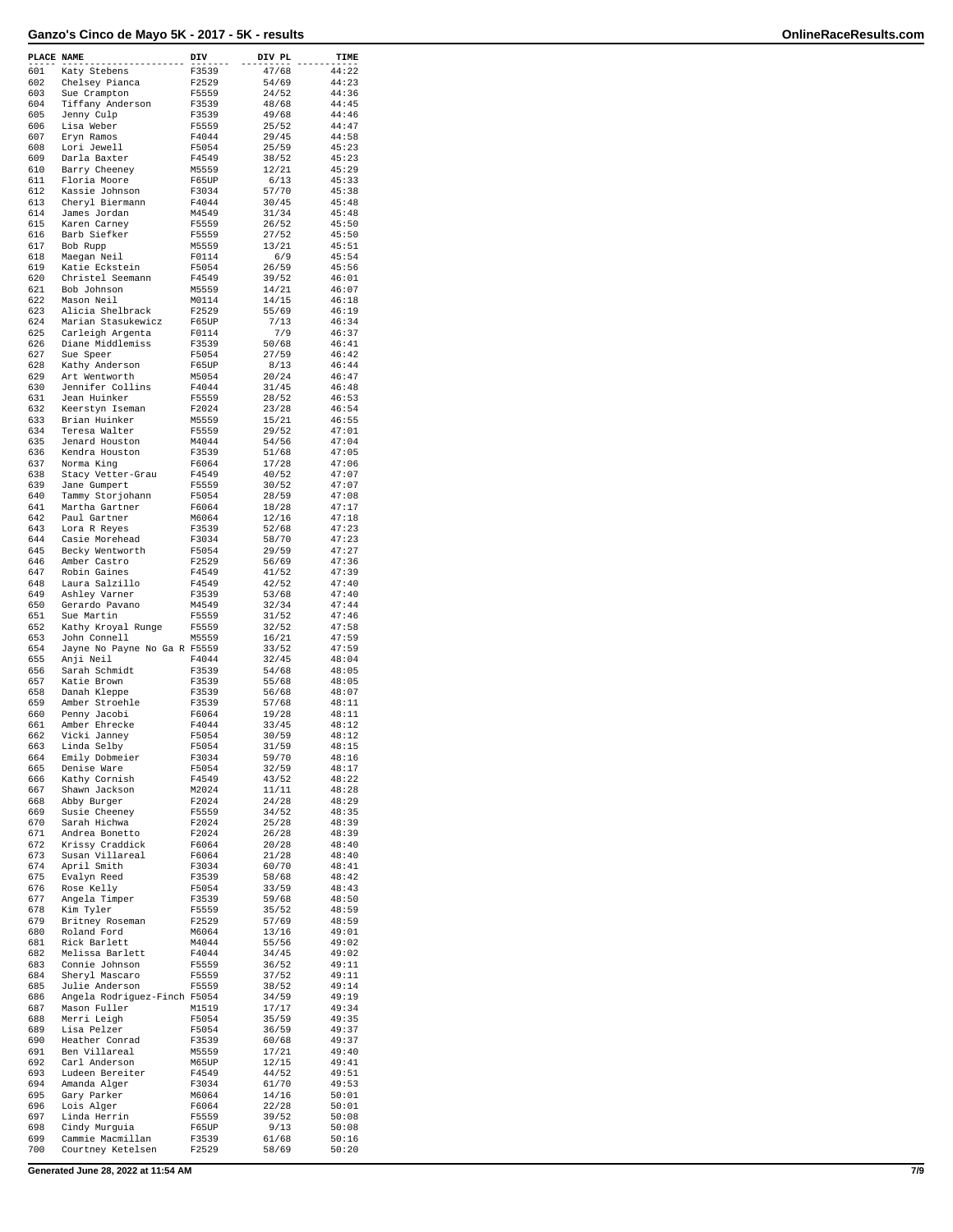# Ganzo's Cinco de Mayo 5K - 2017 - 5K - results

| PLACE | NAME | DIV | DIV PL | TIME |
|---|---|---|---|---|
| 601 | Katy Stebens | F3539 | 47/68 | 44:22 |
| 602 | Chelsey Pianca | F2529 | 54/69 | 44:23 |
| 603 | Sue Crampton | F5559 | 24/52 | 44:36 |
| 604 | Tiffany Anderson | F3539 | 48/68 | 44:45 |
| 605 | Jenny Culp | F3539 | 49/68 | 44:46 |
| 606 | Lisa Weber | F5559 | 25/52 | 44:47 |
| 607 | Eryn Ramos | F4044 | 29/45 | 44:58 |
| 608 | Lori Jewell | F5054 | 25/59 | 45:23 |
| 609 | Darla Baxter | F4549 | 38/52 | 45:23 |
| 610 | Barry Cheeney | M5559 | 12/21 | 45:29 |
| 611 | Floria Moore | F65UP | 6/13 | 45:33 |
| 612 | Kassie Johnson | F3034 | 57/70 | 45:38 |
| 613 | Cheryl Biermann | F4044 | 30/45 | 45:48 |
| 614 | James Jordan | M4549 | 31/34 | 45:48 |
| 615 | Karen Carney | F5559 | 26/52 | 45:50 |
| 616 | Barb Siefker | F5559 | 27/52 | 45:50 |
| 617 | Bob Rupp | M5559 | 13/21 | 45:51 |
| 618 | Maegan Neil | F0114 | 6/9 | 45:54 |
| 619 | Katie Eckstein | F5054 | 26/59 | 45:56 |
| 620 | Christel Seemann | F4549 | 39/52 | 46:01 |
| 621 | Bob Johnson | M5559 | 14/21 | 46:07 |
| 622 | Mason Neil | M0114 | 14/15 | 46:18 |
| 623 | Alicia Shelbrack | F2529 | 55/69 | 46:19 |
| 624 | Marian Stasukewicz | F65UP | 7/13 | 46:34 |
| 625 | Carleigh Argenta | F0114 | 7/9 | 46:37 |
| 626 | Diane Middlemiss | F3539 | 50/68 | 46:41 |
| 627 | Sue Speer | F5054 | 27/59 | 46:42 |
| 628 | Kathy Anderson | F65UP | 8/13 | 46:44 |
| 629 | Art Wentworth | M5054 | 20/24 | 46:47 |
| 630 | Jennifer Collins | F4044 | 31/45 | 46:48 |
| 631 | Jean Huinker | F5559 | 28/52 | 46:53 |
| 632 | Keerstyn Iseman | F2024 | 23/28 | 46:54 |
| 633 | Brian Huinker | M5559 | 15/21 | 46:55 |
| 634 | Teresa Walter | F5559 | 29/52 | 47:01 |
| 635 | Jenard Houston | M4044 | 54/56 | 47:04 |
| 636 | Kendra Houston | F3539 | 51/68 | 47:05 |
| 637 | Norma King | F6064 | 17/28 | 47:06 |
| 638 | Stacy Vetter-Grau | F4549 | 40/52 | 47:07 |
| 639 | Jane Gumpert | F5559 | 30/52 | 47:07 |
| 640 | Tammy Storjohann | F5054 | 28/59 | 47:08 |
| 641 | Martha Gartner | F6064 | 18/28 | 47:17 |
| 642 | Paul Gartner | M6064 | 12/16 | 47:18 |
| 643 | Lora R Reyes | F3539 | 52/68 | 47:23 |
| 644 | Casie Morehead | F3034 | 58/70 | 47:23 |
| 645 | Becky Wentworth | F5054 | 29/59 | 47:27 |
| 646 | Amber Castro | F2529 | 56/69 | 47:36 |
| 647 | Robin Gaines | F4549 | 41/52 | 47:39 |
| 648 | Laura Salzillo | F4549 | 42/52 | 47:40 |
| 649 | Ashley Varner | F3539 | 53/68 | 47:40 |
| 650 | Gerardo Pavano | M4549 | 32/34 | 47:44 |
| 651 | Sue Martin | F5559 | 31/52 | 47:46 |
| 652 | Kathy Kroyal Runge | F5559 | 32/52 | 47:58 |
| 653 | John Connell | M5559 | 16/21 | 47:59 |
| 654 | Jayne No Payne No Ga R | F5559 | 33/52 | 47:59 |
| 655 | Anji Neil | F4044 | 32/45 | 48:04 |
| 656 | Sarah Schmidt | F3539 | 54/68 | 48:05 |
| 657 | Katie Brown | F3539 | 55/68 | 48:05 |
| 658 | Danah Kleppe | F3539 | 56/68 | 48:07 |
| 659 | Amber Stroehle | F3539 | 57/68 | 48:11 |
| 660 | Penny Jacobi | F6064 | 19/28 | 48:11 |
| 661 | Amber Ehrecke | F4044 | 33/45 | 48:12 |
| 662 | Vicki Janney | F5054 | 30/59 | 48:12 |
| 663 | Linda Selby | F5054 | 31/59 | 48:15 |
| 664 | Emily Dobmeier | F3034 | 59/70 | 48:16 |
| 665 | Denise Ware | F5054 | 32/59 | 48:17 |
| 666 | Kathy Cornish | F4549 | 43/52 | 48:22 |
| 667 | Shawn Jackson | M2024 | 11/11 | 48:28 |
| 668 | Abby Burger | F2024 | 24/28 | 48:29 |
| 669 | Susie Cheeney | F5559 | 34/52 | 48:35 |
| 670 | Sarah Hichwa | F2024 | 25/28 | 48:39 |
| 671 | Andrea Bonetto | F2024 | 26/28 | 48:39 |
| 672 | Krissy Craddick | F6064 | 20/28 | 48:40 |
| 673 | Susan Villareal | F6064 | 21/28 | 48:40 |
| 674 | April Smith | F3034 | 60/70 | 48:41 |
| 675 | Evalyn Reed | F3539 | 58/68 | 48:42 |
| 676 | Rose Kelly | F5054 | 33/59 | 48:43 |
| 677 | Angela Timper | F3539 | 59/68 | 48:50 |
| 678 | Kim Tyler | F5559 | 35/52 | 48:59 |
| 679 | Britney Roseman | F2529 | 57/69 | 48:59 |
| 680 | Roland Ford | M6064 | 13/16 | 49:01 |
| 681 | Rick Barlett | M4044 | 55/56 | 49:02 |
| 682 | Melissa Barlett | F4044 | 34/45 | 49:02 |
| 683 | Connie Johnson | F5559 | 36/52 | 49:11 |
| 684 | Sheryl Mascaro | F5559 | 37/52 | 49:11 |
| 685 | Julie Anderson | F5559 | 38/52 | 49:14 |
| 686 | Angela Rodriguez-Finch | F5054 | 34/59 | 49:19 |
| 687 | Mason Fuller | M1519 | 17/17 | 49:34 |
| 688 | Merri Leigh | F5054 | 35/59 | 49:35 |
| 689 | Lisa Pelzer | F5054 | 36/59 | 49:37 |
| 690 | Heather Conrad | F3539 | 60/68 | 49:37 |
| 691 | Ben Villareal | M5559 | 17/21 | 49:40 |
| 692 | Carl Anderson | M65UP | 12/15 | 49:41 |
| 693 | Ludeen Bereiter | F4549 | 44/52 | 49:51 |
| 694 | Amanda Alger | F3034 | 61/70 | 49:53 |
| 695 | Gary Parker | M6064 | 14/16 | 50:01 |
| 696 | Lois Alger | F6064 | 22/28 | 50:01 |
| 697 | Linda Herrin | F5559 | 39/52 | 50:08 |
| 698 | Cindy Murguia | F65UP | 9/13 | 50:08 |
| 699 | Cammie Macmillan | F3539 | 61/68 | 50:16 |
| 700 | Courtney Ketelsen | F2529 | 58/69 | 50:20 |

Generated June 28, 2022 at 11:54 AM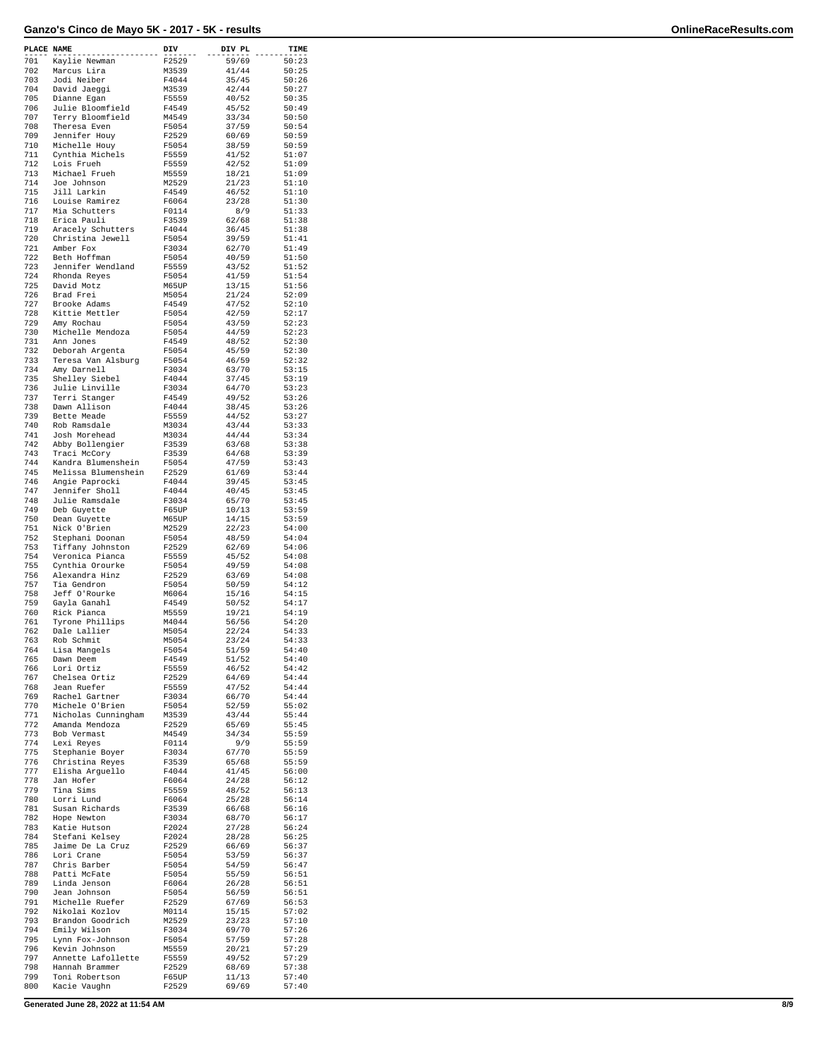# Ganzo's Cinco de Mayo 5K - 2017 - 5K - results

| PLACE | NAME | DIV | DIV PL | TIME |
|---|---|---|---|---|
| 701 | Kaylie Newman | F2529 | 59/69 | 50:23 |
| 702 | Marcus Lira | M3539 | 41/44 | 50:25 |
| 703 | Jodi Neiber | F4044 | 35/45 | 50:26 |
| 704 | David Jaeggi | M3539 | 42/44 | 50:27 |
| 705 | Dianne Egan | F5559 | 40/52 | 50:35 |
| 706 | Julie Bloomfield | F4549 | 45/52 | 50:49 |
| 707 | Terry Bloomfield | M4549 | 33/34 | 50:50 |
| 708 | Theresa Even | F5054 | 37/59 | 50:54 |
| 709 | Jennifer Houy | F2529 | 60/69 | 50:59 |
| 710 | Michelle Houy | F5054 | 38/59 | 50:59 |
| 711 | Cynthia Michels | F5559 | 41/52 | 51:07 |
| 712 | Lois Frueh | F5559 | 42/52 | 51:09 |
| 713 | Michael Frueh | M5559 | 18/21 | 51:09 |
| 714 | Joe Johnson | M2529 | 21/23 | 51:10 |
| 715 | Jill Larkin | F4549 | 46/52 | 51:10 |
| 716 | Louise Ramirez | F6064 | 23/28 | 51:30 |
| 717 | Mia Schutters | F0114 | 8/9 | 51:33 |
| 718 | Erica Pauli | F3539 | 62/68 | 51:38 |
| 719 | Aracely Schutters | F4044 | 36/45 | 51:38 |
| 720 | Christina Jewell | F5054 | 39/59 | 51:41 |
| 721 | Amber Fox | F3034 | 62/70 | 51:49 |
| 722 | Beth Hoffman | F5054 | 40/59 | 51:50 |
| 723 | Jennifer Wendland | F5559 | 43/52 | 51:52 |
| 724 | Rhonda Reyes | F5054 | 41/59 | 51:54 |
| 725 | David Motz | M65UP | 13/15 | 51:56 |
| 726 | Brad Frei | M5054 | 21/24 | 52:09 |
| 727 | Brooke Adams | F4549 | 47/52 | 52:10 |
| 728 | Kittie Mettler | F5054 | 42/59 | 52:17 |
| 729 | Amy Rochau | F5054 | 43/59 | 52:23 |
| 730 | Michelle Mendoza | F5054 | 44/59 | 52:23 |
| 731 | Ann Jones | F4549 | 48/52 | 52:30 |
| 732 | Deborah Argenta | F5054 | 45/59 | 52:30 |
| 733 | Teresa Van Alsburg | F5054 | 46/59 | 52:32 |
| 734 | Amy Darnell | F3034 | 63/70 | 53:15 |
| 735 | Shelley Siebel | F4044 | 37/45 | 53:19 |
| 736 | Julie Linville | F3034 | 64/70 | 53:23 |
| 737 | Terri Stanger | F4549 | 49/52 | 53:26 |
| 738 | Dawn Allison | F4044 | 38/45 | 53:26 |
| 739 | Bette Meade | F5559 | 44/52 | 53:27 |
| 740 | Rob Ramsdale | M3034 | 43/44 | 53:33 |
| 741 | Josh Morehead | M3034 | 44/44 | 53:34 |
| 742 | Abby Bollengier | F3539 | 63/68 | 53:38 |
| 743 | Traci McCory | F3539 | 64/68 | 53:39 |
| 744 | Kandra Blumenshein | F5054 | 47/59 | 53:43 |
| 745 | Melissa Blumenshein | F2529 | 61/69 | 53:44 |
| 746 | Angie Paprocki | F4044 | 39/45 | 53:45 |
| 747 | Jennifer Sholl | F4044 | 40/45 | 53:45 |
| 748 | Julie Ramsdale | F3034 | 65/70 | 53:45 |
| 749 | Deb Guyette | F65UP | 10/13 | 53:59 |
| 750 | Dean Guyette | M65UP | 14/15 | 53:59 |
| 751 | Nick O'Brien | M2529 | 22/23 | 54:00 |
| 752 | Stephani Doonan | F5054 | 48/59 | 54:04 |
| 753 | Tiffany Johnston | F2529 | 62/69 | 54:06 |
| 754 | Veronica Pianca | F5559 | 45/52 | 54:08 |
| 755 | Cynthia Orourke | F5054 | 49/59 | 54:08 |
| 756 | Alexandra Hinz | F2529 | 63/69 | 54:08 |
| 757 | Tia Gendron | F5054 | 50/59 | 54:12 |
| 758 | Jeff O'Rourke | M6064 | 15/16 | 54:15 |
| 759 | Gayla Ganahl | F4549 | 50/52 | 54:17 |
| 760 | Rick Pianca | M5559 | 19/21 | 54:19 |
| 761 | Tyrone Phillips | M4044 | 56/56 | 54:20 |
| 762 | Dale Lallier | M5054 | 22/24 | 54:33 |
| 763 | Rob Schmit | M5054 | 23/24 | 54:33 |
| 764 | Lisa Mangels | F5054 | 51/59 | 54:40 |
| 765 | Dawn Deem | F4549 | 51/52 | 54:40 |
| 766 | Lori Ortiz | F5559 | 46/52 | 54:42 |
| 767 | Chelsea Ortiz | F2529 | 64/69 | 54:44 |
| 768 | Jean Ruefer | F5559 | 47/52 | 54:44 |
| 769 | Rachel Gartner | F3034 | 66/70 | 54:44 |
| 770 | Michele O'Brien | F5054 | 52/59 | 55:02 |
| 771 | Nicholas Cunningham | M3539 | 43/44 | 55:44 |
| 772 | Amanda Mendoza | F2529 | 65/69 | 55:45 |
| 773 | Bob Vermast | M4549 | 34/34 | 55:59 |
| 774 | Lexi Reyes | F0114 | 9/9 | 55:59 |
| 775 | Stephanie Boyer | F3034 | 67/70 | 55:59 |
| 776 | Christina Reyes | F3539 | 65/68 | 55:59 |
| 777 | Elisha Arguello | F4044 | 41/45 | 56:00 |
| 778 | Jan Hofer | F6064 | 24/28 | 56:12 |
| 779 | Tina Sims | F5559 | 48/52 | 56:13 |
| 780 | Lorri Lund | F6064 | 25/28 | 56:14 |
| 781 | Susan Richards | F3539 | 66/68 | 56:16 |
| 782 | Hope Newton | F3034 | 68/70 | 56:17 |
| 783 | Katie Hutson | F2024 | 27/28 | 56:24 |
| 784 | Stefani Kelsey | F2024 | 28/28 | 56:25 |
| 785 | Jaime De La Cruz | F2529 | 66/69 | 56:37 |
| 786 | Lori Crane | F5054 | 53/59 | 56:37 |
| 787 | Chris Barber | F5054 | 54/59 | 56:47 |
| 788 | Patti McFate | F5054 | 55/59 | 56:51 |
| 789 | Linda Jenson | F6064 | 26/28 | 56:51 |
| 790 | Jean Johnson | F5054 | 56/59 | 56:51 |
| 791 | Michelle Ruefer | F2529 | 67/69 | 56:53 |
| 792 | Nikolai Kozlov | M0114 | 15/15 | 57:02 |
| 793 | Brandon Goodrich | M2529 | 23/23 | 57:10 |
| 794 | Emily Wilson | F3034 | 69/70 | 57:26 |
| 795 | Lynn Fox-Johnson | F5054 | 57/59 | 57:28 |
| 796 | Kevin Johnson | M5559 | 20/21 | 57:29 |
| 797 | Annette Lafollette | F5559 | 49/52 | 57:29 |
| 798 | Hannah Brammer | F2529 | 68/69 | 57:38 |
| 799 | Toni Robertson | F65UP | 11/13 | 57:40 |
| 800 | Kacie Vaughn | F2529 | 69/69 | 57:40 |

Generated June 28, 2022 at 11:54 AM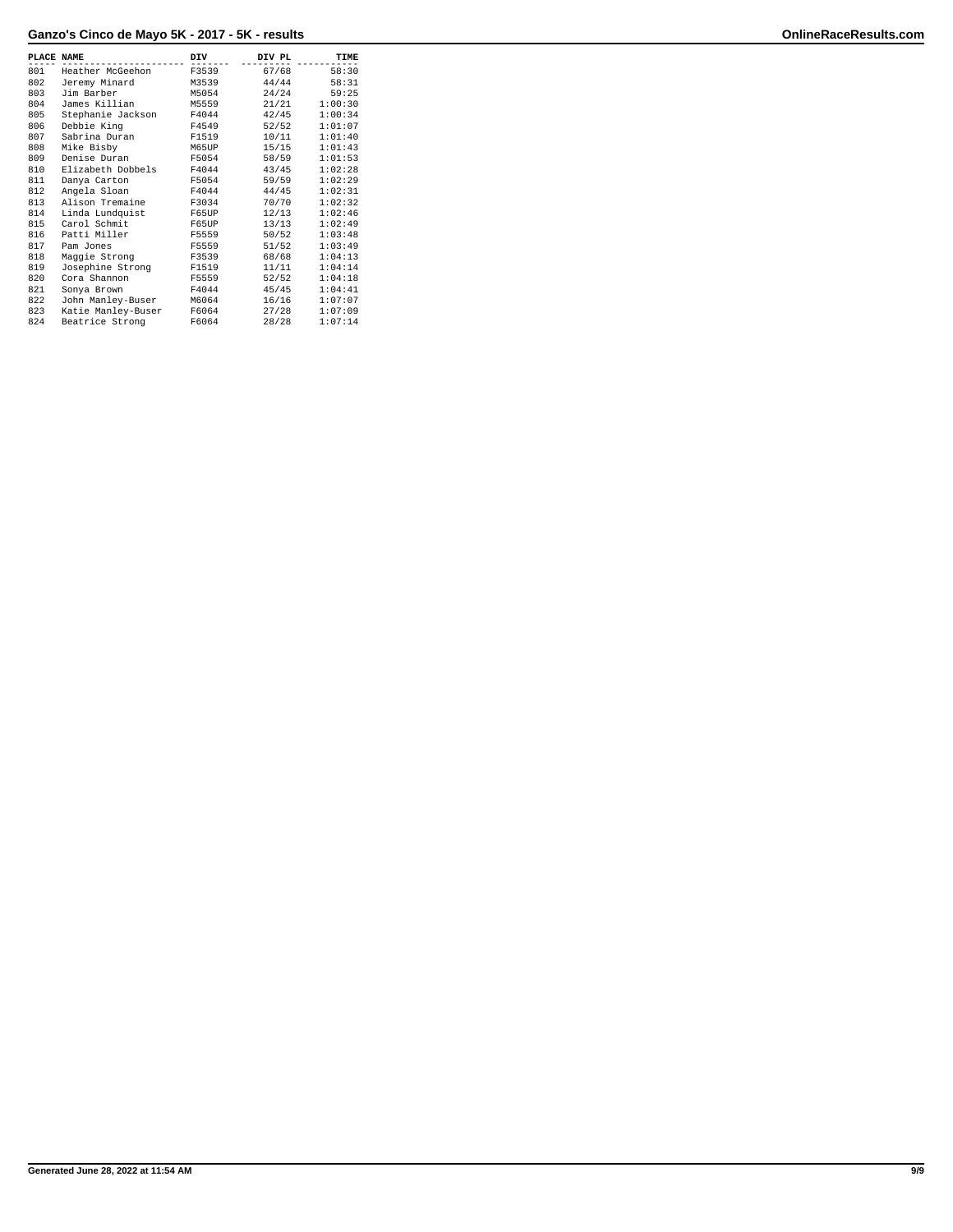| PLACE | NAME | DIV | DIV PL | TIME |
| --- | --- | --- | --- | --- |
| 801 | Heather McGeehon | F3539 | 67/68 | 58:30 |
| 802 | Jeremy Minard | M3539 | 44/44 | 58:31 |
| 803 | Jim Barber | M5054 | 24/24 | 59:25 |
| 804 | James Killian | M5559 | 21/21 | 1:00:30 |
| 805 | Stephanie Jackson | F4044 | 42/45 | 1:00:34 |
| 806 | Debbie King | F4549 | 52/52 | 1:01:07 |
| 807 | Sabrina Duran | F1519 | 10/11 | 1:01:40 |
| 808 | Mike Bisby | M65UP | 15/15 | 1:01:43 |
| 809 | Denise Duran | F5054 | 58/59 | 1:01:53 |
| 810 | Elizabeth Dobbels | F4044 | 43/45 | 1:02:28 |
| 811 | Danya Carton | F5054 | 59/59 | 1:02:29 |
| 812 | Angela Sloan | F4044 | 44/45 | 1:02:31 |
| 813 | Alison Tremaine | F3034 | 70/70 | 1:02:32 |
| 814 | Linda Lundquist | F65UP | 12/13 | 1:02:46 |
| 815 | Carol Schmit | F65UP | 13/13 | 1:02:49 |
| 816 | Patti Miller | F5559 | 50/52 | 1:03:48 |
| 817 | Pam Jones | F5559 | 51/52 | 1:03:49 |
| 818 | Maggie Strong | F3539 | 68/68 | 1:04:13 |
| 819 | Josephine Strong | F1519 | 11/11 | 1:04:14 |
| 820 | Cora Shannon | F5559 | 52/52 | 1:04:18 |
| 821 | Sonya Brown | F4044 | 45/45 | 1:04:41 |
| 822 | John Manley-Buser | M6064 | 16/16 | 1:07:07 |
| 823 | Katie Manley-Buser | F6064 | 27/28 | 1:07:09 |
| 824 | Beatrice Strong | F6064 | 28/28 | 1:07:14 |